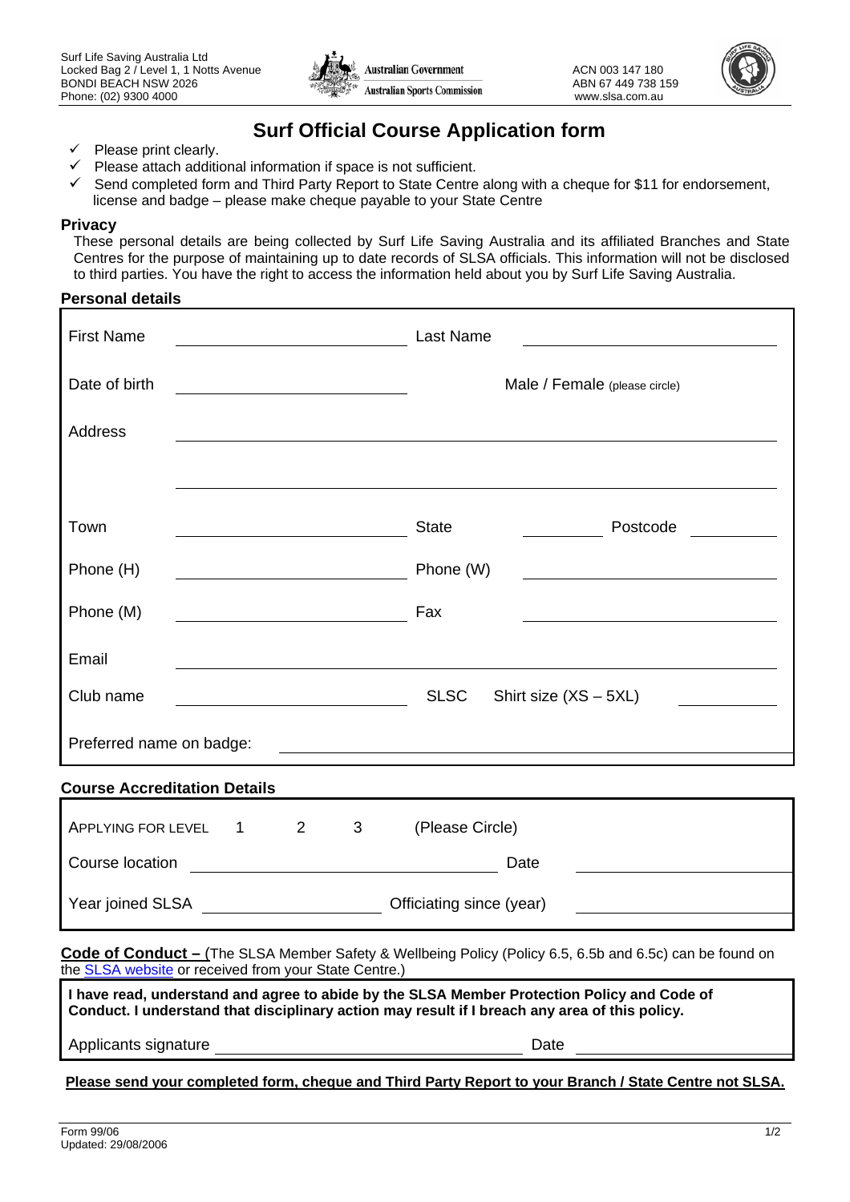Surf Life Saving Australia Ltd
Locked Bag 2 / Level 1, 1 Notts Avenue
BONDI BEACH NSW 2026
Phone: (02) 9300 4000

Australian Government
Australian Sports Commission

ACN 003 147 180
ABN 67 449 738 159
www.slsa.com.au

# Surf Official Course Application form

- ✓ Please print clearly.
- ✓ Please attach additional information if space is not sufficient.
- ✓ Send completed form and Third Party Report to State Centre along with a cheque for $11 for endorsement, license and badge – please make cheque payable to your State Centre

**Privacy**

These personal details are being collected by Surf Life Saving Australia and its affiliated Branches and State Centres for the purpose of maintaining up to date records of SLSA officials. This information will not be disclosed to third parties. You have the right to access the information held about you by Surf Life Saving Australia.

**Personal details**

| | | | |
|---|---|---|---|
| First Name | ______________________ | Last Name | ______________________ |
| Date of birth | ______________________ | Male / Female (please circle) | |
| Address | ______________________ | | |
| | ______________________ | | |
| Town | ______________________ | State ________ | Postcode ________ |
| Phone (H) | ______________________ | Phone (W) | ______________________ |
| Phone (M) | ______________________ | Fax | ______________________ |
| Email | ______________________ | | |
| Club name | ______________________ SLSC | Shirt size (XS – 5XL) | ________ |
| Preferred name on badge: | ______________________ | | |

**Course Accreditation Details**

| | | | |
|---|---|---|---|
| APPLYING FOR LEVEL 1 2 3 | (Please Circle) | | |
| Course location | ______________________ | Date | ______________________ |
| Year joined SLSA | ______________________ | Officiating since (year) | ______________________ |

**Code of Conduct –** (The SLSA Member Safety & Wellbeing Policy (Policy 6.5, 6.5b and 6.5c) can be found on the SLSA website or received from your State Centre.)

**I have read, understand and agree to abide by the SLSA Member Protection Policy and Code of Conduct. I understand that disciplinary action may result if I breach any area of this policy.**

Applicants signature ______________________ Date ______________________

**Please send your completed form, cheque and Third Party Report to your Branch / State Centre not SLSA.**

Form 99/06
Updated: 29/08/2006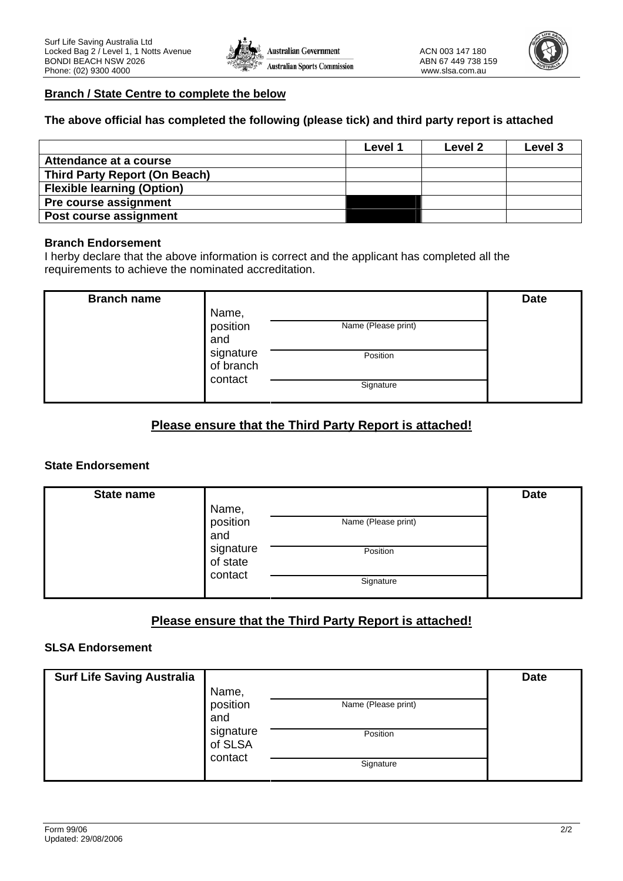**Branch / State Centre to complete the below**

**The above official has completed the following (please tick) and third party report is attached**

| | Level 1 | Level 2 | Level 3 |
|---|---|---|---|
| **Attendance at a course** | | | |
| **Third Party Report (On Beach)** | | | |
| **Flexible learning (Option)** | | | |
| **Pre course assignment** | | | |
| **Post course assignment** | | | |

**Branch Endorsement**

I herby declare that the above information is correct and the applicant has completed all the requirements to achieve the nominated accreditation.

| Branch name | Name, position and signature of branch contact | | Date |
|---|---|---|---|
| | | Name (Please print) | |
| | | Position | |
| | | Signature | |

**Please ensure that the Third Party Report is attached!**

**State Endorsement**

| State name | Name, position and signature of state contact | | Date |
|---|---|---|---|
| | | Name (Please print) | |
| | | Position | |
| | | Signature | |

**Please ensure that the Third Party Report is attached!**

**SLSA Endorsement**

| Surf Life Saving Australia | Name, position and signature of SLSA contact | | Date |
|---|---|---|---|
| | | Name (Please print) | |
| | | Position | |
| | | Signature | |

Form 99/06
Updated: 29/08/2006